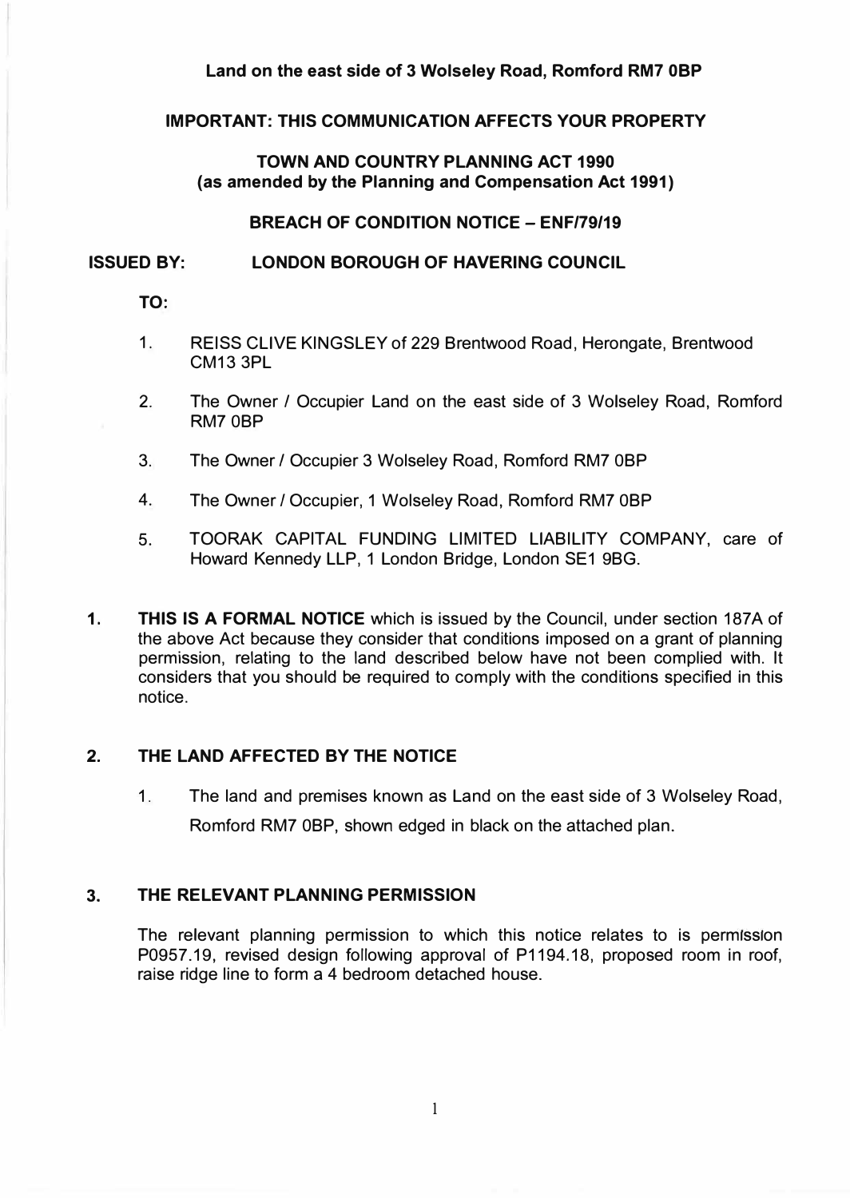**Land on the east side of 3 Wolseley Road, Romford RM7 0BP**

**IMPORTANT: THIS COMMUNICATION AFFECTS YOUR PROPERTY**

**TOWN AND COUNTRY PLANNING ACT 1990**
**(as amended by the Planning and Compensation Act 1991)**

**BREACH OF CONDITION NOTICE – ENF/79/19**

**ISSUED BY: LONDON BOROUGH OF HAVERING COUNCIL**

**TO:**

1. REISS CLIVE KINGSLEY of 229 Brentwood Road, Herongate, Brentwood CM13 3PL
2. The Owner / Occupier Land on the east side of 3 Wolseley Road, Romford RM7 0BP
3. The Owner / Occupier 3 Wolseley Road, Romford RM7 0BP
4. The Owner / Occupier, 1 Wolseley Road, Romford RM7 0BP
5. TOORAK CAPITAL FUNDING LIMITED LIABILITY COMPANY, care of Howard Kennedy LLP, 1 London Bridge, London SE1 9BG.

**1. THIS IS A FORMAL NOTICE** which is issued by the Council, under section 187A of the above Act because they consider that conditions imposed on a grant of planning permission, relating to the land described below have not been complied with. It considers that you should be required to comply with the conditions specified in this notice.

**2. THE LAND AFFECTED BY THE NOTICE**

1. The land and premises known as Land on the east side of 3 Wolseley Road, Romford RM7 0BP, shown edged in black on the attached plan.

**3. THE RELEVANT PLANNING PERMISSION**

The relevant planning permission to which this notice relates to is permission P0957.19, revised design following approval of P1194.18, proposed room in roof, raise ridge line to form a 4 bedroom detached house.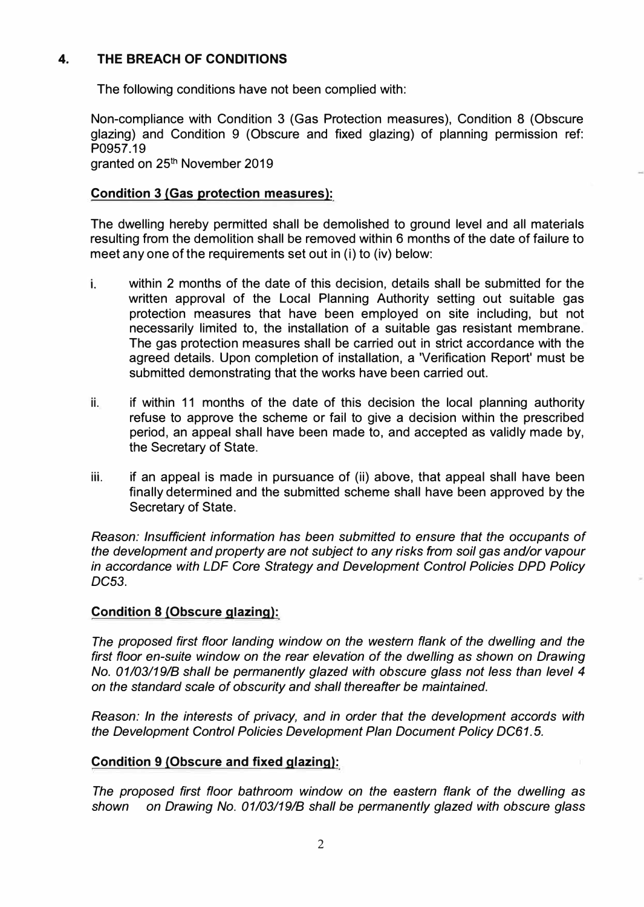## 4. THE BREACH OF CONDITIONS

The following conditions have not been complied with:

Non-compliance with Condition 3 (Gas Protection measures), Condition 8 (Obscure glazing) and Condition 9 (Obscure and fixed glazing) of planning permission ref: P0957.19
granted on 25th November 2019

**Condition 3 (Gas protection measures):**

The dwelling hereby permitted shall be demolished to ground level and all materials resulting from the demolition shall be removed within 6 months of the date of failure to meet any one of the requirements set out in (i) to (iv) below:

i. within 2 months of the date of this decision, details shall be submitted for the written approval of the Local Planning Authority setting out suitable gas protection measures that have been employed on site including, but not necessarily limited to, the installation of a suitable gas resistant membrane. The gas protection measures shall be carried out in strict accordance with the agreed details. Upon completion of installation, a 'Verification Report' must be submitted demonstrating that the works have been carried out.

ii. if within 11 months of the date of this decision the local planning authority refuse to approve the scheme or fail to give a decision within the prescribed period, an appeal shall have been made to, and accepted as validly made by, the Secretary of State.

iii. if an appeal is made in pursuance of (ii) above, that appeal shall have been finally determined and the submitted scheme shall have been approved by the Secretary of State.

*Reason: Insufficient information has been submitted to ensure that the occupants of the development and property are not subject to any risks from soil gas and/or vapour in accordance with LDF Core Strategy and Development Control Policies DPD Policy DC53.*

**Condition 8 (Obscure glazing):**

*The proposed first floor landing window on the western flank of the dwelling and the first floor en-suite window on the rear elevation of the dwelling as shown on Drawing No. 01/03/19/B shall be permanently glazed with obscure glass not less than level 4 on the standard scale of obscurity and shall thereafter be maintained.*

*Reason: In the interests of privacy, and in order that the development accords with the Development Control Policies Development Plan Document Policy DC61.5.*

**Condition 9 (Obscure and fixed glazing):**

*The proposed first floor bathroom window on the eastern flank of the dwelling as shown on Drawing No. 01/03/19/B shall be permanently glazed with obscure glass*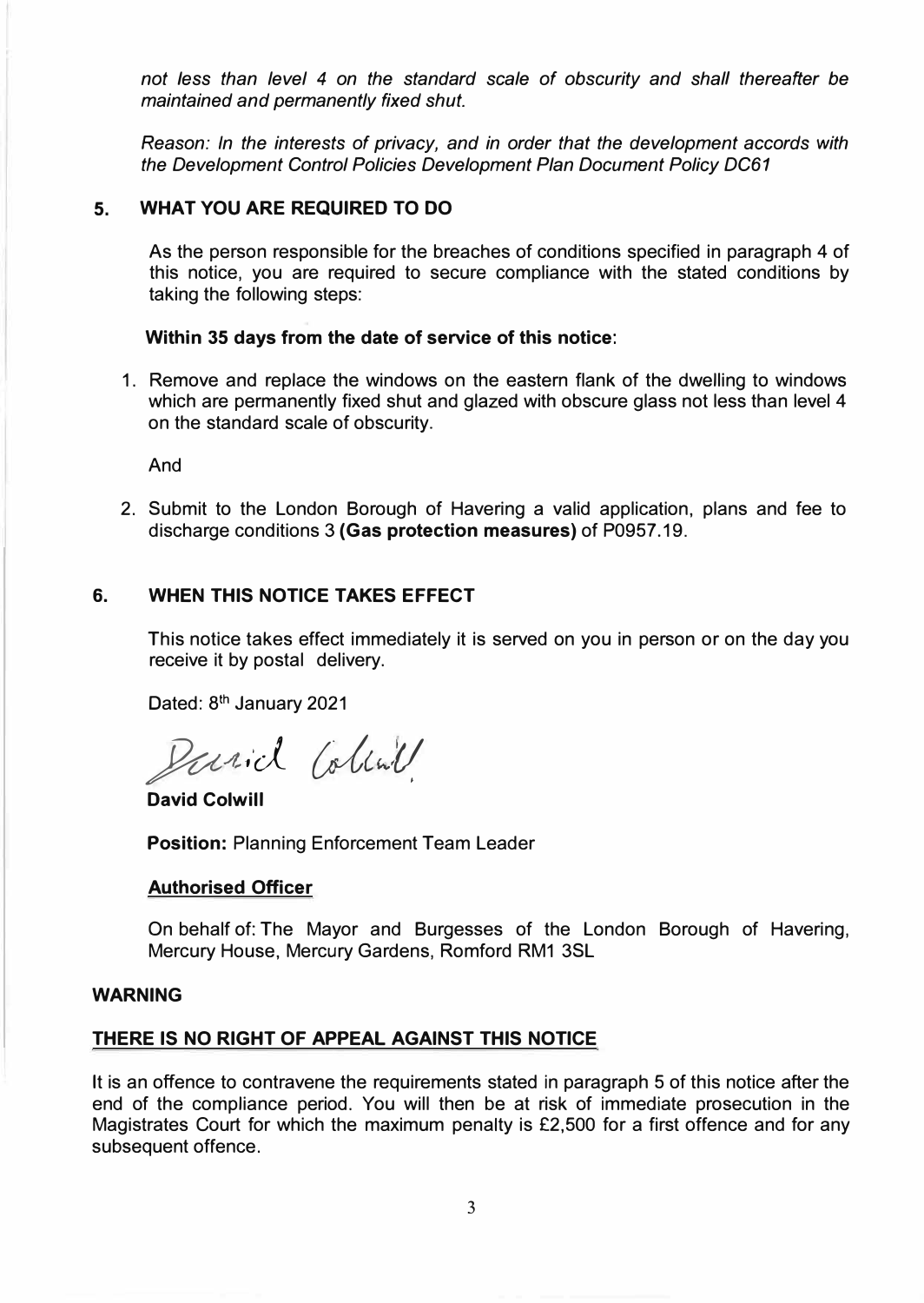*not less than level 4 on the standard scale of obscurity and shall thereafter be maintained and permanently fixed shut.*

*Reason: In the interests of privacy, and in order that the development accords with the Development Control Policies Development Plan Document Policy DC61*

## 5. WHAT YOU ARE REQUIRED TO DO

As the person responsible for the breaches of conditions specified in paragraph 4 of this notice, you are required to secure compliance with the stated conditions by taking the following steps:

**Within 35 days from the date of service of this notice**:

1. Remove and replace the windows on the eastern flank of the dwelling to windows which are permanently fixed shut and glazed with obscure glass not less than level 4 on the standard scale of obscurity.

And

2. Submit to the London Borough of Havering a valid application, plans and fee to discharge conditions 3 **(Gas protection measures)** of P0957.19.

## 6. WHEN THIS NOTICE TAKES EFFECT

This notice takes effect immediately it is served on you in person or on the day you receive it by postal delivery.

Dated: 8th January 2021

David Colwill

**David Colwill**

**Position:** Planning Enforcement Team Leader

**Authorised Officer**

On behalf of: The Mayor and Burgesses of the London Borough of Havering, Mercury House, Mercury Gardens, Romford RM1 3SL

**WARNING**

**THERE IS NO RIGHT OF APPEAL AGAINST THIS NOTICE**

It is an offence to contravene the requirements stated in paragraph 5 of this notice after the end of the compliance period. You will then be at risk of immediate prosecution in the Magistrates Court for which the maximum penalty is £2,500 for a first offence and for any subsequent offence.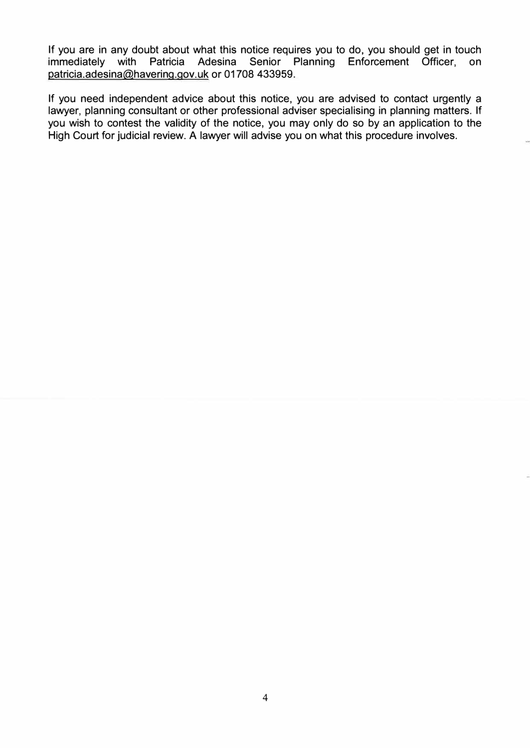If you are in any doubt about what this notice requires you to do, you should get in touch immediately with Patricia Adesina Senior Planning Enforcement Officer, on patricia.adesina@havering.gov.uk or 01708 433959.

If you need independent advice about this notice, you are advised to contact urgently a lawyer, planning consultant or other professional adviser specialising in planning matters. If you wish to contest the validity of the notice, you may only do so by an application to the High Court for judicial review. A lawyer will advise you on what this procedure involves.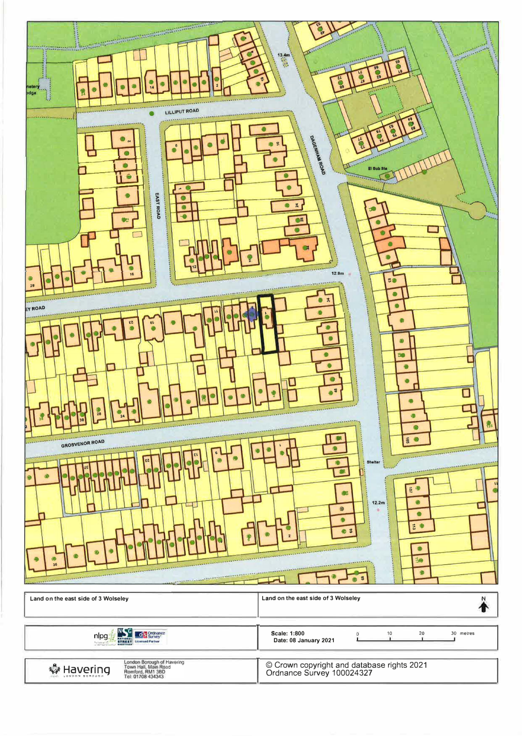Land on the east side of 3 Wolseley

Land on the east side of 3 Wolseley

N

Scale: 1:800

Date: 08 January 2021

0 10 20 30 metres

London Borough of Havering
Town Hall, Main Road
Romford, RM1 3BD
Tel: 01708 434343

© Crown copyright and database rights 2021
Ordnance Survey 100024327